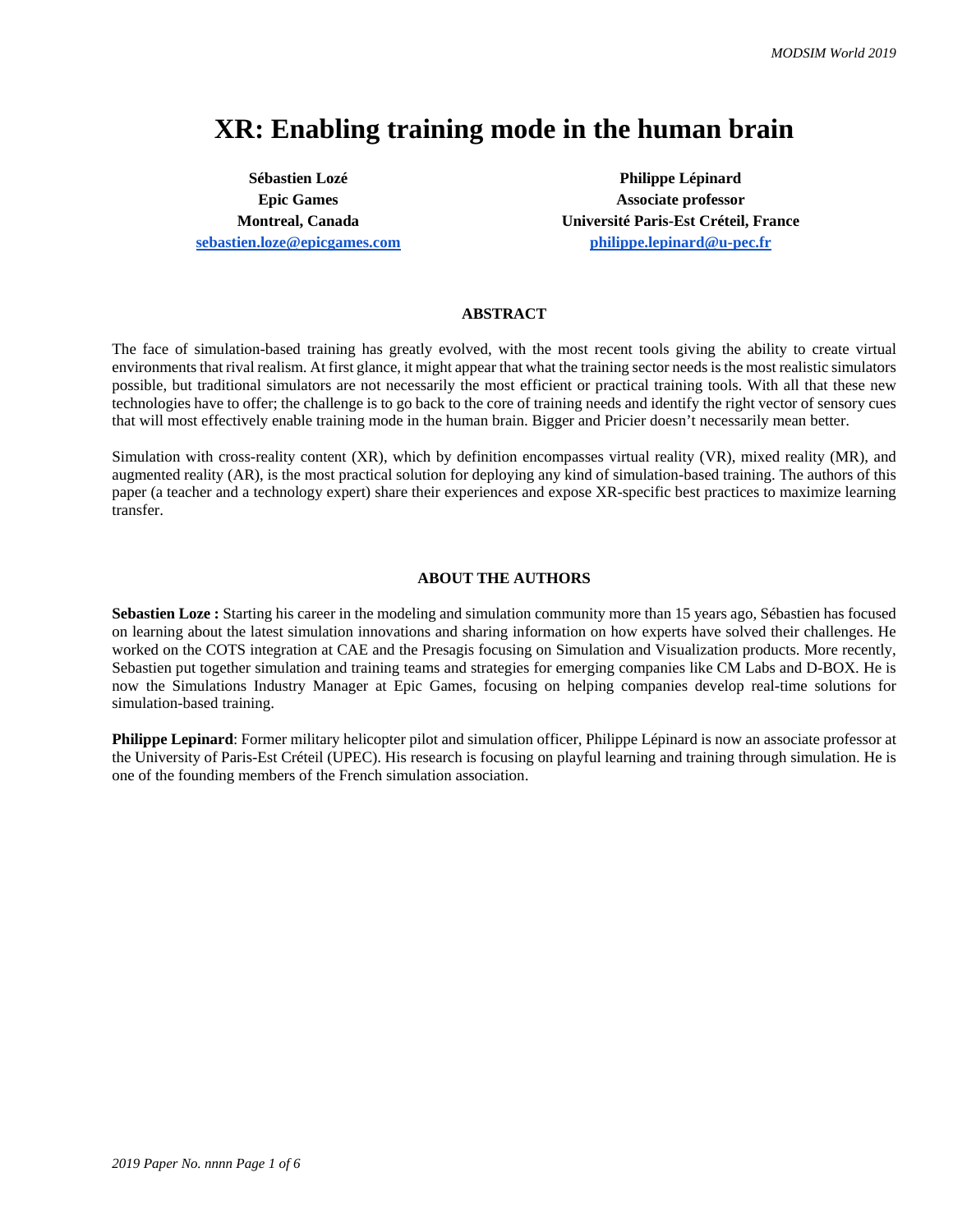# XR: Enabling training mode in the human brain

**Sébastien Lozé**
**Epic Games**
**Montreal, Canada**
**sebastien.loze@epicgames.com**

**Philippe Lépinard**
**Associate professor**
**Université Paris-Est Créteil, France**
**philippe.lepinard@u-pec.fr**

## ABSTRACT

The face of simulation-based training has greatly evolved, with the most recent tools giving the ability to create virtual environments that rival realism. At first glance, it might appear that what the training sector needs is the most realistic simulators possible, but traditional simulators are not necessarily the most efficient or practical training tools. With all that these new technologies have to offer; the challenge is to go back to the core of training needs and identify the right vector of sensory cues that will most effectively enable training mode in the human brain. Bigger and Pricier doesn't necessarily mean better.

Simulation with cross-reality content (XR), which by definition encompasses virtual reality (VR), mixed reality (MR), and augmented reality (AR), is the most practical solution for deploying any kind of simulation-based training. The authors of this paper (a teacher and a technology expert) share their experiences and expose XR-specific best practices to maximize learning transfer.

## ABOUT THE AUTHORS

**Sebastien Loze :** Starting his career in the modeling and simulation community more than 15 years ago, Sébastien has focused on learning about the latest simulation innovations and sharing information on how experts have solved their challenges. He worked on the COTS integration at CAE and the Presagis focusing on Simulation and Visualization products. More recently, Sebastien put together simulation and training teams and strategies for emerging companies like CM Labs and D-BOX. He is now the Simulations Industry Manager at Epic Games, focusing on helping companies develop real-time solutions for simulation-based training.

**Philippe Lepinard**: Former military helicopter pilot and simulation officer, Philippe Lépinard is now an associate professor at the University of Paris-Est Créteil (UPEC). His research is focusing on playful learning and training through simulation. He is one of the founding members of the French simulation association.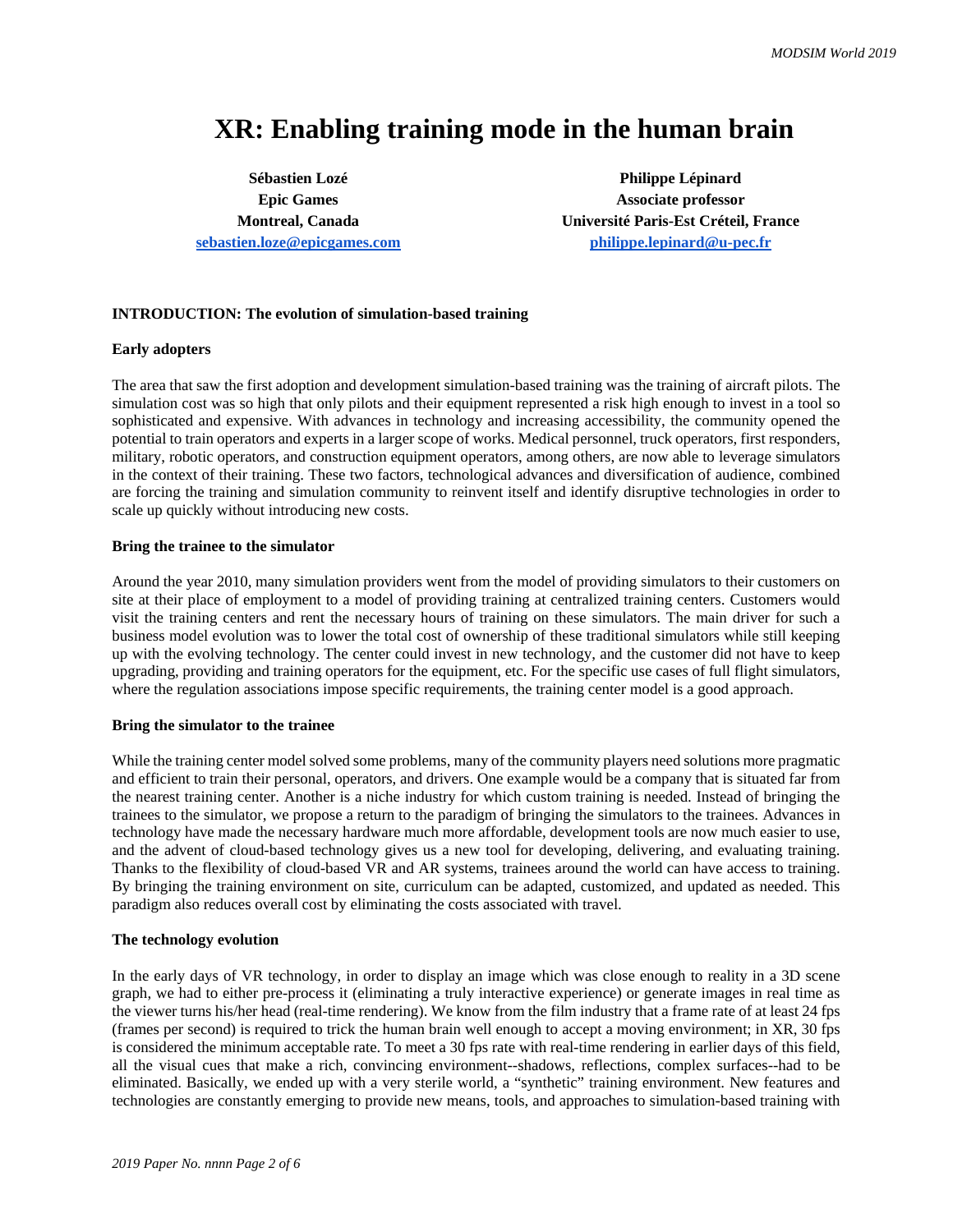# XR: Enabling training mode in the human brain

**Sébastien Lozé**
**Epic Games**
**Montreal, Canada**
**sebastien.loze@epicgames.com**

**Philippe Lépinard**
**Associate professor**
**Université Paris-Est Créteil, France**
**philippe.lepinard@u-pec.fr**

## INTRODUCTION: The evolution of simulation-based training

### Early adopters

The area that saw the first adoption and development simulation-based training was the training of aircraft pilots. The simulation cost was so high that only pilots and their equipment represented a risk high enough to invest in a tool so sophisticated and expensive. With advances in technology and increasing accessibility, the community opened the potential to train operators and experts in a larger scope of works. Medical personnel, truck operators, first responders, military, robotic operators, and construction equipment operators, among others, are now able to leverage simulators in the context of their training. These two factors, technological advances and diversification of audience, combined are forcing the training and simulation community to reinvent itself and identify disruptive technologies in order to scale up quickly without introducing new costs.

### Bring the trainee to the simulator

Around the year 2010, many simulation providers went from the model of providing simulators to their customers on site at their place of employment to a model of providing training at centralized training centers. Customers would visit the training centers and rent the necessary hours of training on these simulators. The main driver for such a business model evolution was to lower the total cost of ownership of these traditional simulators while still keeping up with the evolving technology. The center could invest in new technology, and the customer did not have to keep upgrading, providing and training operators for the equipment, etc. For the specific use cases of full flight simulators, where the regulation associations impose specific requirements, the training center model is a good approach.

### Bring the simulator to the trainee

While the training center model solved some problems, many of the community players need solutions more pragmatic and efficient to train their personal, operators, and drivers. One example would be a company that is situated far from the nearest training center. Another is a niche industry for which custom training is needed. Instead of bringing the trainees to the simulator, we propose a return to the paradigm of bringing the simulators to the trainees. Advances in technology have made the necessary hardware much more affordable, development tools are now much easier to use, and the advent of cloud-based technology gives us a new tool for developing, delivering, and evaluating training. Thanks to the flexibility of cloud-based VR and AR systems, trainees around the world can have access to training. By bringing the training environment on site, curriculum can be adapted, customized, and updated as needed. This paradigm also reduces overall cost by eliminating the costs associated with travel.

### The technology evolution

In the early days of VR technology, in order to display an image which was close enough to reality in a 3D scene graph, we had to either pre-process it (eliminating a truly interactive experience) or generate images in real time as the viewer turns his/her head (real-time rendering). We know from the film industry that a frame rate of at least 24 fps (frames per second) is required to trick the human brain well enough to accept a moving environment; in XR, 30 fps is considered the minimum acceptable rate. To meet a 30 fps rate with real-time rendering in earlier days of this field, all the visual cues that make a rich, convincing environment--shadows, reflections, complex surfaces--had to be eliminated. Basically, we ended up with a very sterile world, a "synthetic" training environment. New features and technologies are constantly emerging to provide new means, tools, and approaches to simulation-based training with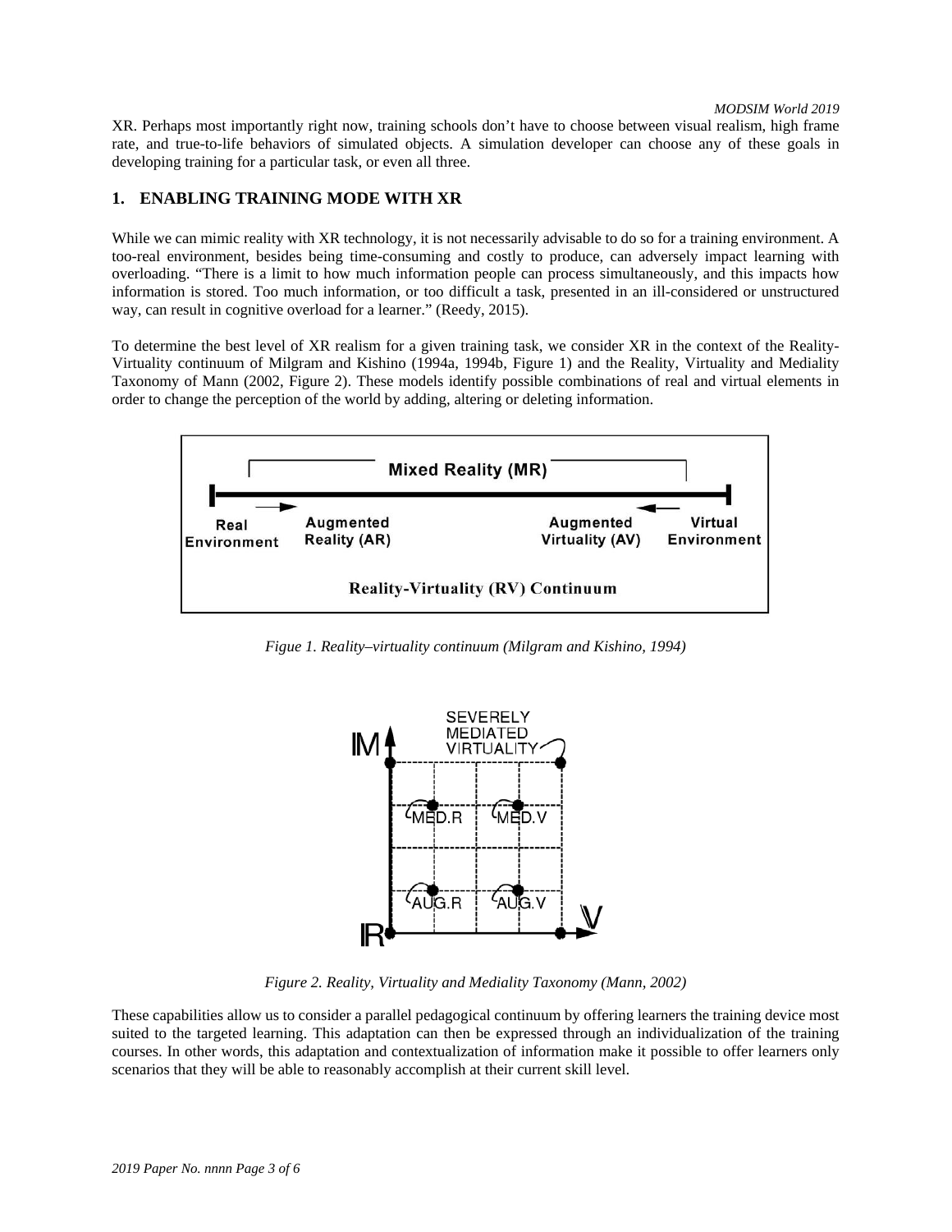XR. Perhaps most importantly right now, training schools don't have to choose between visual realism, high frame rate, and true-to-life behaviors of simulated objects. A simulation developer can choose any of these goals in developing training for a particular task, or even all three.

## 1. ENABLING TRAINING MODE WITH XR

While we can mimic reality with XR technology, it is not necessarily advisable to do so for a training environment. A too-real environment, besides being time-consuming and costly to produce, can adversely impact learning with overloading. "There is a limit to how much information people can process simultaneously, and this impacts how information is stored. Too much information, or too difficult a task, presented in an ill-considered or unstructured way, can result in cognitive overload for a learner." (Reedy, 2015).

To determine the best level of XR realism for a given training task, we consider XR in the context of the Reality-Virtuality continuum of Milgram and Kishino (1994a, 1994b, Figure 1) and the Reality, Virtuality and Mediality Taxonomy of Mann (2002, Figure 2). These models identify possible combinations of real and virtual elements in order to change the perception of the world by adding, altering or deleting information.

*Figue 1. Reality–virtuality continuum (Milgram and Kishino, 1994)*

*Figure 2. Reality, Virtuality and Mediality Taxonomy (Mann, 2002)*

These capabilities allow us to consider a parallel pedagogical continuum by offering learners the training device most suited to the targeted learning. This adaptation can then be expressed through an individualization of the training courses. In other words, this adaptation and contextualization of information make it possible to offer learners only scenarios that they will be able to reasonably accomplish at their current skill level.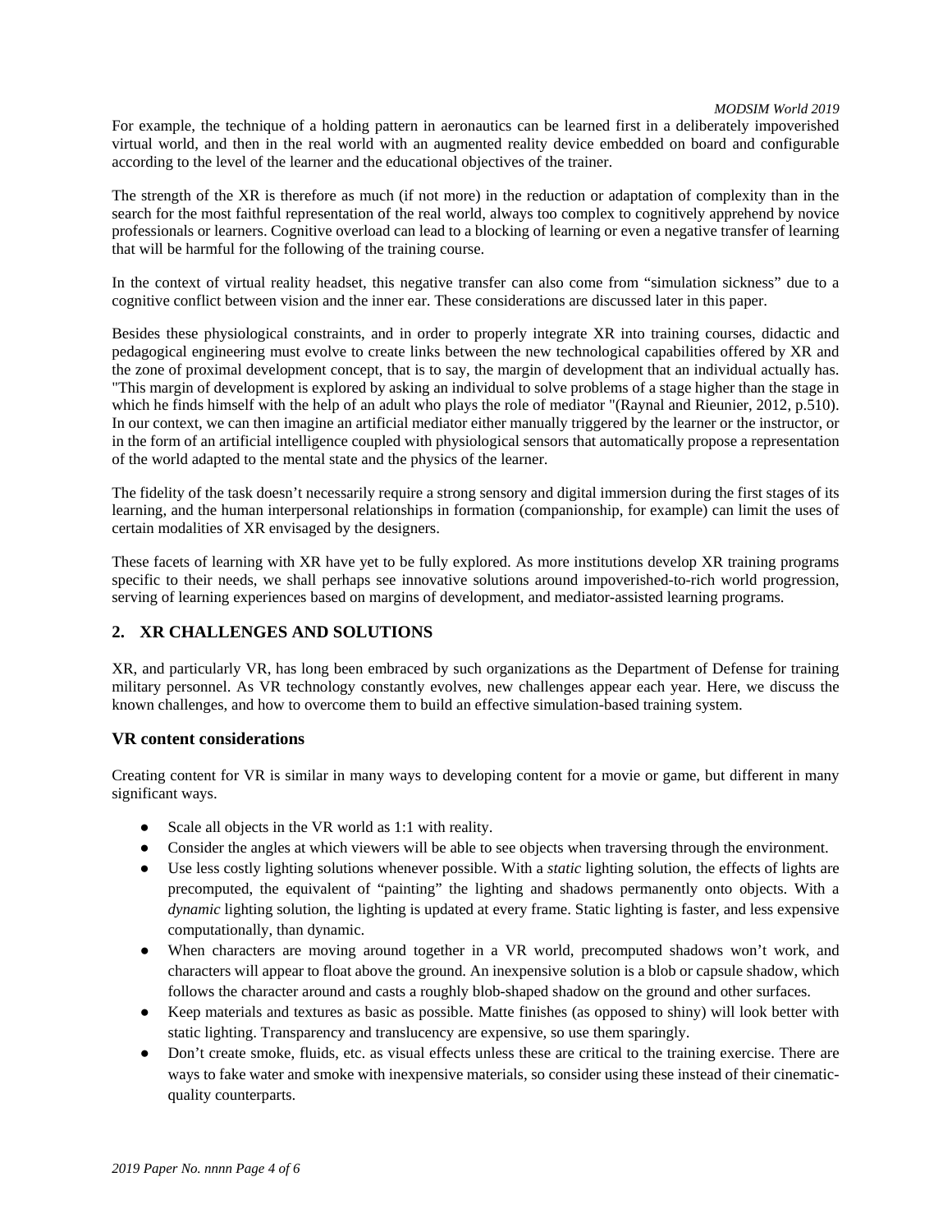For example, the technique of a holding pattern in aeronautics can be learned first in a deliberately impoverished virtual world, and then in the real world with an augmented reality device embedded on board and configurable according to the level of the learner and the educational objectives of the trainer.

The strength of the XR is therefore as much (if not more) in the reduction or adaptation of complexity than in the search for the most faithful representation of the real world, always too complex to cognitively apprehend by novice professionals or learners. Cognitive overload can lead to a blocking of learning or even a negative transfer of learning that will be harmful for the following of the training course.

In the context of virtual reality headset, this negative transfer can also come from "simulation sickness" due to a cognitive conflict between vision and the inner ear. These considerations are discussed later in this paper.

Besides these physiological constraints, and in order to properly integrate XR into training courses, didactic and pedagogical engineering must evolve to create links between the new technological capabilities offered by XR and the zone of proximal development concept, that is to say, the margin of development that an individual actually has. "This margin of development is explored by asking an individual to solve problems of a stage higher than the stage in which he finds himself with the help of an adult who plays the role of mediator "(Raynal and Rieunier, 2012, p.510). In our context, we can then imagine an artificial mediator either manually triggered by the learner or the instructor, or in the form of an artificial intelligence coupled with physiological sensors that automatically propose a representation of the world adapted to the mental state and the physics of the learner.

The fidelity of the task doesn't necessarily require a strong sensory and digital immersion during the first stages of its learning, and the human interpersonal relationships in formation (companionship, for example) can limit the uses of certain modalities of XR envisaged by the designers.

These facets of learning with XR have yet to be fully explored. As more institutions develop XR training programs specific to their needs, we shall perhaps see innovative solutions around impoverished-to-rich world progression, serving of learning experiences based on margins of development, and mediator-assisted learning programs.

## 2. XR CHALLENGES AND SOLUTIONS

XR, and particularly VR, has long been embraced by such organizations as the Department of Defense for training military personnel. As VR technology constantly evolves, new challenges appear each year. Here, we discuss the known challenges, and how to overcome them to build an effective simulation-based training system.

### VR content considerations

Creating content for VR is similar in many ways to developing content for a movie or game, but different in many significant ways.

- Scale all objects in the VR world as 1:1 with reality.
- Consider the angles at which viewers will be able to see objects when traversing through the environment.
- Use less costly lighting solutions whenever possible. With a *static* lighting solution, the effects of lights are precomputed, the equivalent of "painting" the lighting and shadows permanently onto objects. With a *dynamic* lighting solution, the lighting is updated at every frame. Static lighting is faster, and less expensive computationally, than dynamic.
- When characters are moving around together in a VR world, precomputed shadows won't work, and characters will appear to float above the ground. An inexpensive solution is a blob or capsule shadow, which follows the character around and casts a roughly blob-shaped shadow on the ground and other surfaces.
- Keep materials and textures as basic as possible. Matte finishes (as opposed to shiny) will look better with static lighting. Transparency and translucency are expensive, so use them sparingly.
- Don't create smoke, fluids, etc. as visual effects unless these are critical to the training exercise. There are ways to fake water and smoke with inexpensive materials, so consider using these instead of their cinematic-quality counterparts.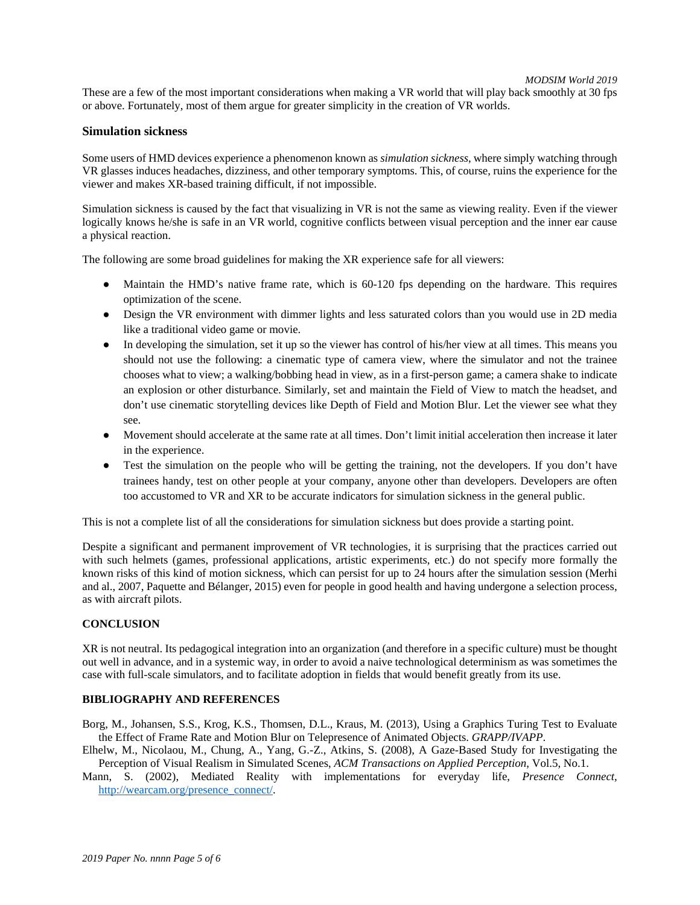These are a few of the most important considerations when making a VR world that will play back smoothly at 30 fps or above. Fortunately, most of them argue for greater simplicity in the creation of VR worlds.

### Simulation sickness

Some users of HMD devices experience a phenomenon known as *simulation sickness*, where simply watching through VR glasses induces headaches, dizziness, and other temporary symptoms. This, of course, ruins the experience for the viewer and makes XR-based training difficult, if not impossible.

Simulation sickness is caused by the fact that visualizing in VR is not the same as viewing reality. Even if the viewer logically knows he/she is safe in an VR world, cognitive conflicts between visual perception and the inner ear cause a physical reaction.

The following are some broad guidelines for making the XR experience safe for all viewers:

- Maintain the HMD's native frame rate, which is 60-120 fps depending on the hardware. This requires optimization of the scene.
- Design the VR environment with dimmer lights and less saturated colors than you would use in 2D media like a traditional video game or movie.
- In developing the simulation, set it up so the viewer has control of his/her view at all times. This means you should not use the following: a cinematic type of camera view, where the simulator and not the trainee chooses what to view; a walking/bobbing head in view, as in a first-person game; a camera shake to indicate an explosion or other disturbance. Similarly, set and maintain the Field of View to match the headset, and don't use cinematic storytelling devices like Depth of Field and Motion Blur. Let the viewer see what they see.
- Movement should accelerate at the same rate at all times. Don't limit initial acceleration then increase it later in the experience.
- Test the simulation on the people who will be getting the training, not the developers. If you don't have trainees handy, test on other people at your company, anyone other than developers. Developers are often too accustomed to VR and XR to be accurate indicators for simulation sickness in the general public.

This is not a complete list of all the considerations for simulation sickness but does provide a starting point.

Despite a significant and permanent improvement of VR technologies, it is surprising that the practices carried out with such helmets (games, professional applications, artistic experiments, etc.) do not specify more formally the known risks of this kind of motion sickness, which can persist for up to 24 hours after the simulation session (Merhi and al., 2007, Paquette and Bélanger, 2015) even for people in good health and having undergone a selection process, as with aircraft pilots.

## CONCLUSION

XR is not neutral. Its pedagogical integration into an organization (and therefore in a specific culture) must be thought out well in advance, and in a systemic way, in order to avoid a naive technological determinism as was sometimes the case with full-scale simulators, and to facilitate adoption in fields that would benefit greatly from its use.

## BIBLIOGRAPHY AND REFERENCES

Borg, M., Johansen, S.S., Krog, K.S., Thomsen, D.L., Kraus, M. (2013), Using a Graphics Turing Test to Evaluate the Effect of Frame Rate and Motion Blur on Telepresence of Animated Objects. *GRAPP/IVAPP*.

Elhelw, M., Nicolaou, M., Chung, A., Yang, G.-Z., Atkins, S. (2008), A Gaze-Based Study for Investigating the Perception of Visual Realism in Simulated Scenes, *ACM Transactions on Applied Perception*, Vol.5, No.1.

Mann, S. (2002), Mediated Reality with implementations for everyday life, *Presence Connect*, http://wearcam.org/presence_connect/.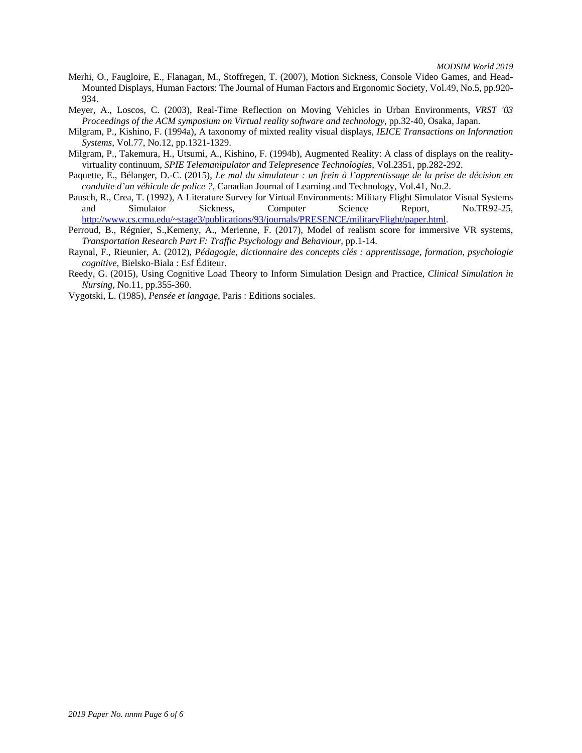Merhi, O., Faugloire, E., Flanagan, M., Stoffregen, T. (2007), Motion Sickness, Console Video Games, and Head-Mounted Displays, Human Factors: The Journal of Human Factors and Ergonomic Society, Vol.49, No.5, pp.920-934.

Meyer, A., Loscos, C. (2003), Real-Time Reflection on Moving Vehicles in Urban Environments, *VRST '03 Proceedings of the ACM symposium on Virtual reality software and technology*, pp.32-40, Osaka, Japan.

Milgram, P., Kishino, F. (1994a), A taxonomy of mixted reality visual displays, *IEICE Transactions on Information Systems*, Vol.77, No.12, pp.1321-1329.

Milgram, P., Takemura, H., Utsumi, A., Kishino, F. (1994b), Augmented Reality: A class of displays on the reality-virtuality continuum, *SPIE Telemanipulator and Telepresence Technologies*, Vol.2351, pp.282-292.

Paquette, E., Bélanger, D.-C. (2015), *Le mal du simulateur : un frein à l'apprentissage de la prise de décision en conduite d'un véhicule de police ?*, Canadian Journal of Learning and Technology, Vol.41, No.2.

Pausch, R., Crea, T. (1992), A Literature Survey for Virtual Environments: Military Flight Simulator Visual Systems and Simulator Sickness, Computer Science Report, No.TR92-25, http://www.cs.cmu.edu/~stage3/publications/93/journals/PRESENCE/militaryFlight/paper.html.

Perroud, B., Régnier, S.,Kemeny, A., Merienne, F. (2017), Model of realism score for immersive VR systems, *Transportation Research Part F: Traffic Psychology and Behaviour*, pp.1-14.

Raynal, F., Rieunier, A. (2012), *Pédagogie, dictionnaire des concepts clés : apprentissage, formation, psychologie cognitive*, Bielsko-Biala : Esf Éditeur.

Reedy, G. (2015), Using Cognitive Load Theory to Inform Simulation Design and Practice, *Clinical Simulation in Nursing*, No.11, pp.355-360.

Vygotski, L. (1985), *Pensée et langage*, Paris : Editions sociales.